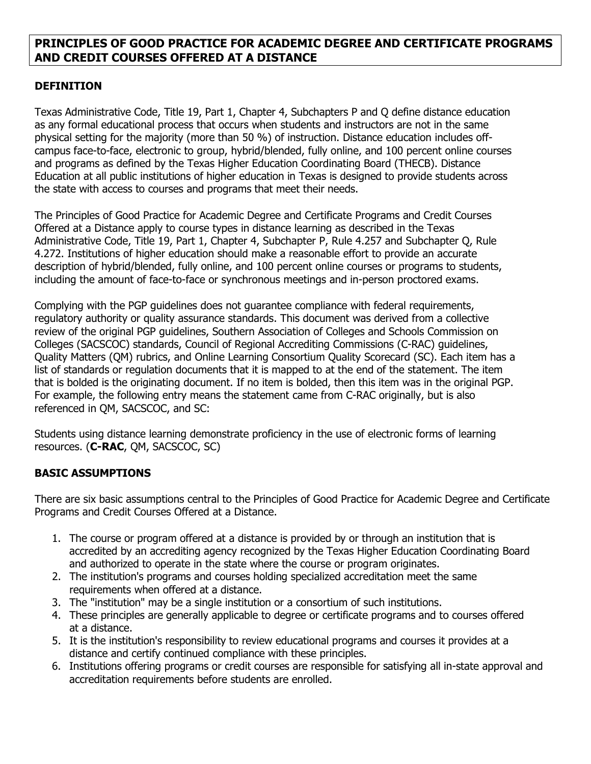# PRINCIPLES OF GOOD PRACTICE FOR ACADEMIC DEGREE AND CERTIFICATE PROGRAMS AND CREDIT COURSES OFFERED AT A DISTANCE

## DEFINITION

Texas Administrative Code, Title 19, Part 1, Chapter 4, Subchapters P and Q define distance education as any formal educational process that occurs when students and instructors are not in the same physical setting for the majority (more than 50 %) of instruction. Distance education includes off-campus face-to-face, electronic to group, hybrid/blended, fully online, and 100 percent online courses and programs as defined by the Texas Higher Education Coordinating Board (THECB). Distance Education at all public institutions of higher education in Texas is designed to provide students across the state with access to courses and programs that meet their needs.

The Principles of Good Practice for Academic Degree and Certificate Programs and Credit Courses Offered at a Distance apply to course types in distance learning as described in the Texas Administrative Code, Title 19, Part 1, Chapter 4, Subchapter P, Rule 4.257 and Subchapter Q, Rule 4.272. Institutions of higher education should make a reasonable effort to provide an accurate description of hybrid/blended, fully online, and 100 percent online courses or programs to students, including the amount of face-to-face or synchronous meetings and in-person proctored exams.

Complying with the PGP guidelines does not guarantee compliance with federal requirements, regulatory authority or quality assurance standards. This document was derived from a collective review of the original PGP guidelines, Southern Association of Colleges and Schools Commission on Colleges (SACSCOC) standards, Council of Regional Accrediting Commissions (C-RAC) guidelines, Quality Matters (QM) rubrics, and Online Learning Consortium Quality Scorecard (SC). Each item has a list of standards or regulation documents that it is mapped to at the end of the statement. The item that is bolded is the originating document. If no item is bolded, then this item was in the original PGP. For example, the following entry means the statement came from C-RAC originally, but is also referenced in QM, SACSCOC, and SC:

Students using distance learning demonstrate proficiency in the use of electronic forms of learning resources. (**C-RAC**, QM, SACSCOC, SC)

## BASIC ASSUMPTIONS

There are six basic assumptions central to the Principles of Good Practice for Academic Degree and Certificate Programs and Credit Courses Offered at a Distance.

1. The course or program offered at a distance is provided by or through an institution that is accredited by an accrediting agency recognized by the Texas Higher Education Coordinating Board and authorized to operate in the state where the course or program originates.
2. The institution's programs and courses holding specialized accreditation meet the same requirements when offered at a distance.
3. The "institution" may be a single institution or a consortium of such institutions.
4. These principles are generally applicable to degree or certificate programs and to courses offered at a distance.
5. It is the institution's responsibility to review educational programs and courses it provides at a distance and certify continued compliance with these principles.
6. Institutions offering programs or credit courses are responsible for satisfying all in-state approval and accreditation requirements before students are enrolled.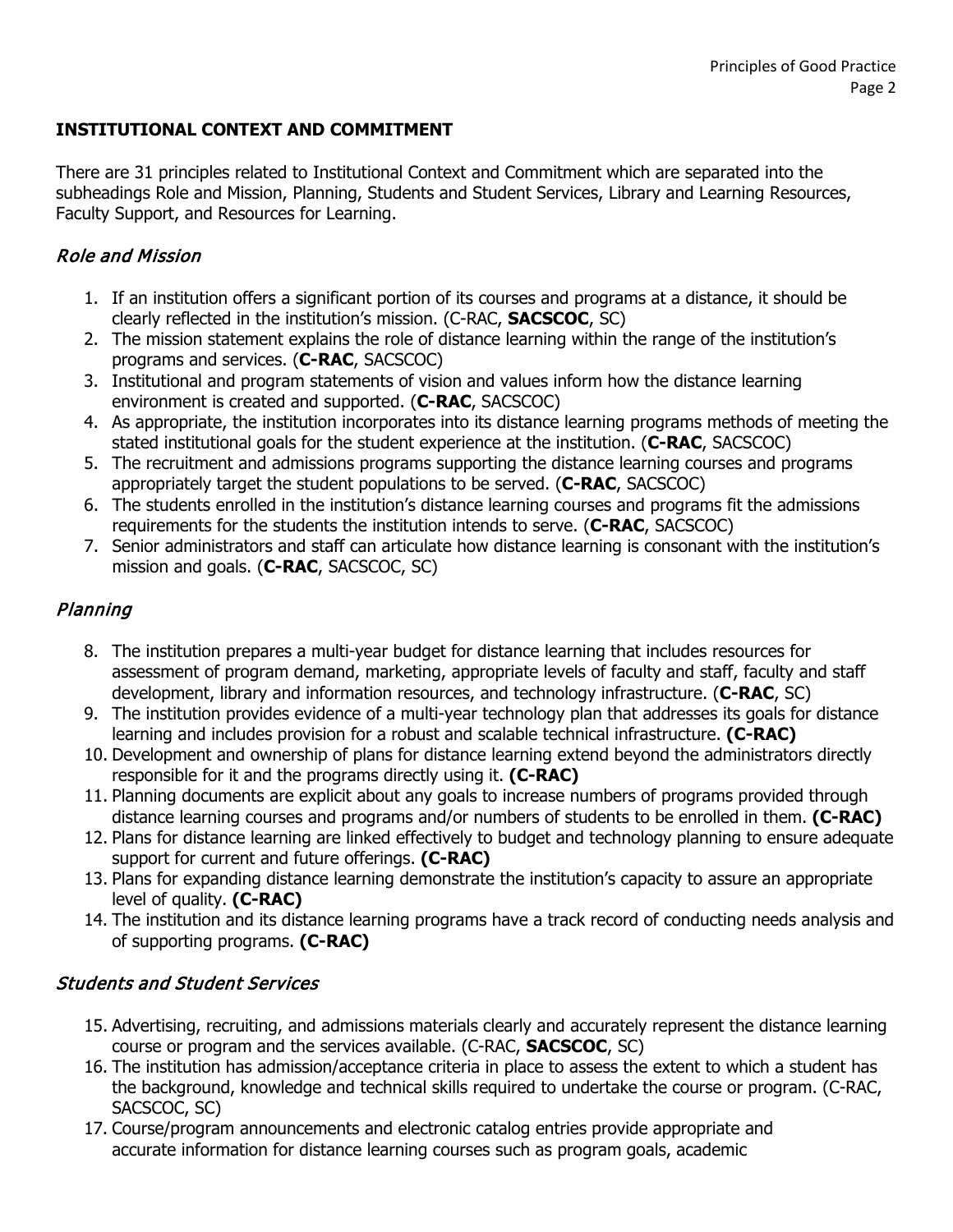## INSTITUTIONAL CONTEXT AND COMMITMENT

There are 31 principles related to Institutional Context and Commitment which are separated into the subheadings Role and Mission, Planning, Students and Student Services, Library and Learning Resources, Faculty Support, and Resources for Learning.

### *Role and Mission*

1. If an institution offers a significant portion of its courses and programs at a distance, it should be clearly reflected in the institution's mission. (C-RAC, **SACSCOC**, SC)
2. The mission statement explains the role of distance learning within the range of the institution's programs and services. (**C-RAC**, SACSCOC)
3. Institutional and program statements of vision and values inform how the distance learning environment is created and supported. (**C-RAC**, SACSCOC)
4. As appropriate, the institution incorporates into its distance learning programs methods of meeting the stated institutional goals for the student experience at the institution. (**C-RAC**, SACSCOC)
5. The recruitment and admissions programs supporting the distance learning courses and programs appropriately target the student populations to be served. (**C-RAC**, SACSCOC)
6. The students enrolled in the institution's distance learning courses and programs fit the admissions requirements for the students the institution intends to serve. (**C-RAC**, SACSCOC)
7. Senior administrators and staff can articulate how distance learning is consonant with the institution's mission and goals. (**C-RAC**, SACSCOC, SC)

### *Planning*

8. The institution prepares a multi-year budget for distance learning that includes resources for assessment of program demand, marketing, appropriate levels of faculty and staff, faculty and staff development, library and information resources, and technology infrastructure. (**C-RAC**, SC)
9. The institution provides evidence of a multi-year technology plan that addresses its goals for distance learning and includes provision for a robust and scalable technical infrastructure. **(C-RAC)**
10. Development and ownership of plans for distance learning extend beyond the administrators directly responsible for it and the programs directly using it. **(C-RAC)**
11. Planning documents are explicit about any goals to increase numbers of programs provided through distance learning courses and programs and/or numbers of students to be enrolled in them. **(C-RAC)**
12. Plans for distance learning are linked effectively to budget and technology planning to ensure adequate support for current and future offerings. **(C-RAC)**
13. Plans for expanding distance learning demonstrate the institution's capacity to assure an appropriate level of quality. **(C-RAC)**
14. The institution and its distance learning programs have a track record of conducting needs analysis and of supporting programs. **(C-RAC)**

### *Students and Student Services*

15. Advertising, recruiting, and admissions materials clearly and accurately represent the distance learning course or program and the services available. (C-RAC, **SACSCOC**, SC)
16. The institution has admission/acceptance criteria in place to assess the extent to which a student has the background, knowledge and technical skills required to undertake the course or program. (C-RAC, SACSCOC, SC)
17. Course/program announcements and electronic catalog entries provide appropriate and accurate information for distance learning courses such as program goals, academic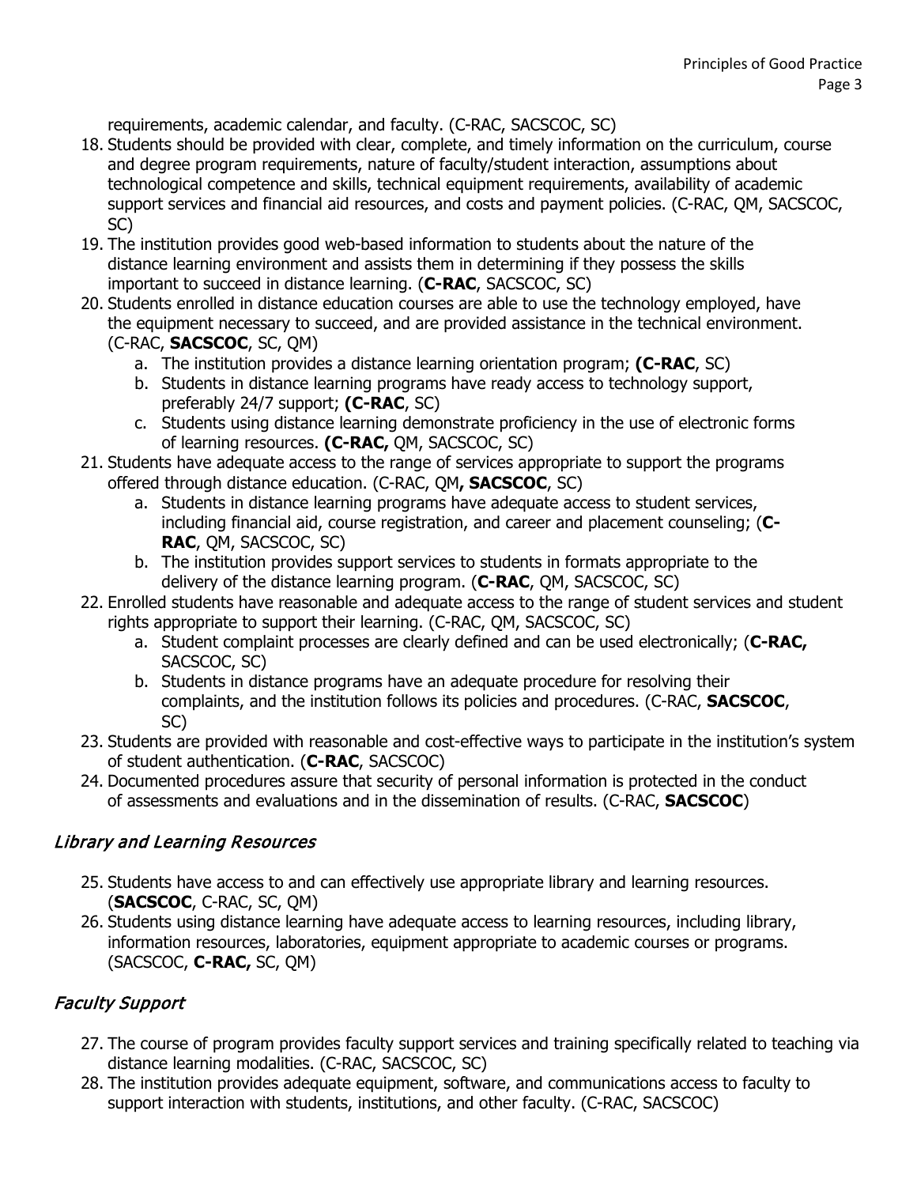requirements, academic calendar, and faculty. (C-RAC, SACSCOC, SC)

18. Students should be provided with clear, complete, and timely information on the curriculum, course and degree program requirements, nature of faculty/student interaction, assumptions about technological competence and skills, technical equipment requirements, availability of academic support services and financial aid resources, and costs and payment policies. (C-RAC, QM, SACSCOC, SC)
19. The institution provides good web-based information to students about the nature of the distance learning environment and assists them in determining if they possess the skills important to succeed in distance learning. (**C-RAC**, SACSCOC, SC)
20. Students enrolled in distance education courses are able to use the technology employed, have the equipment necessary to succeed, and are provided assistance in the technical environment. (C-RAC, **SACSCOC**, SC, QM)
    a. The institution provides a distance learning orientation program; **(C-RAC**, SC)
    b. Students in distance learning programs have ready access to technology support, preferably 24/7 support; **(C-RAC**, SC)
    c. Students using distance learning demonstrate proficiency in the use of electronic forms of learning resources. **(C-RAC,** QM, SACSCOC, SC)
21. Students have adequate access to the range of services appropriate to support the programs offered through distance education. (C-RAC, QM**, SACSCOC**, SC)
    a. Students in distance learning programs have adequate access to student services, including financial aid, course registration, and career and placement counseling; (**C-RAC**, QM, SACSCOC, SC)
    b. The institution provides support services to students in formats appropriate to the delivery of the distance learning program. (**C-RAC**, QM, SACSCOC, SC)
22. Enrolled students have reasonable and adequate access to the range of student services and student rights appropriate to support their learning. (C-RAC, QM, SACSCOC, SC)
    a. Student complaint processes are clearly defined and can be used electronically; (**C-RAC,** SACSCOC, SC)
    b. Students in distance programs have an adequate procedure for resolving their complaints, and the institution follows its policies and procedures. (C-RAC, **SACSCOC**, SC)
23. Students are provided with reasonable and cost-effective ways to participate in the institution's system of student authentication. (**C-RAC**, SACSCOC)
24. Documented procedures assure that security of personal information is protected in the conduct of assessments and evaluations and in the dissemination of results. (C-RAC, **SACSCOC**)

### *Library and Learning Resources*

25. Students have access to and can effectively use appropriate library and learning resources. (**SACSCOC**, C-RAC, SC, QM)
26. Students using distance learning have adequate access to learning resources, including library, information resources, laboratories, equipment appropriate to academic courses or programs. (SACSCOC, **C-RAC,** SC, QM)

### *Faculty Support*

27. The course of program provides faculty support services and training specifically related to teaching via distance learning modalities. (C-RAC, SACSCOC, SC)
28. The institution provides adequate equipment, software, and communications access to faculty to support interaction with students, institutions, and other faculty. (C-RAC, SACSCOC)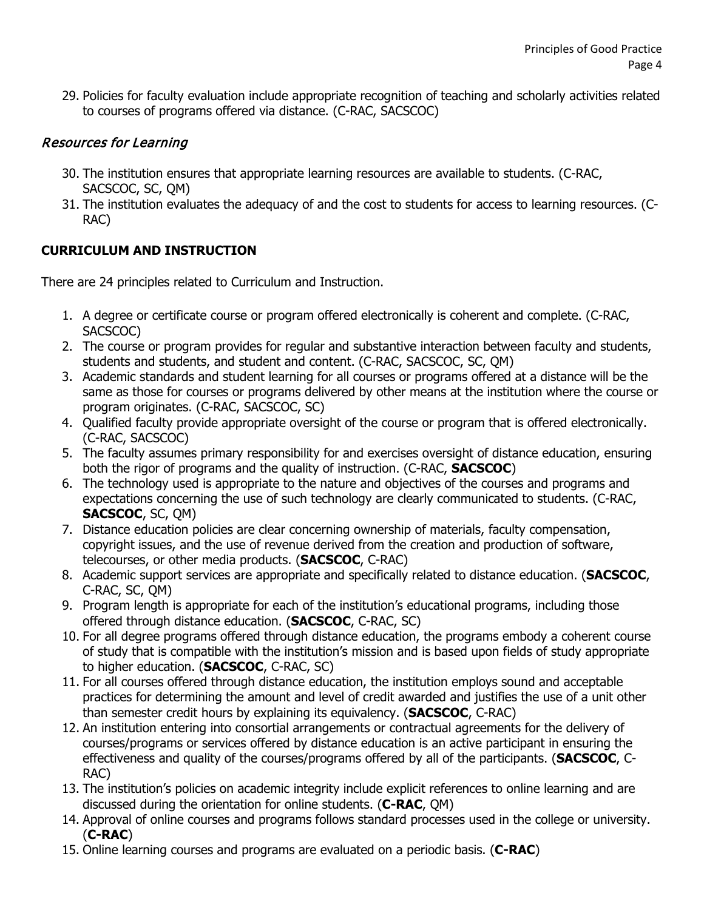29. Policies for faculty evaluation include appropriate recognition of teaching and scholarly activities related to courses of programs offered via distance. (C-RAC, SACSCOC)

### *Resources for Learning*

30. The institution ensures that appropriate learning resources are available to students. (C-RAC, SACSCOC, SC, QM)
31. The institution evaluates the adequacy of and the cost to students for access to learning resources. (C-RAC)

## CURRICULUM AND INSTRUCTION

There are 24 principles related to Curriculum and Instruction.

1. A degree or certificate course or program offered electronically is coherent and complete. (C-RAC, SACSCOC)
2. The course or program provides for regular and substantive interaction between faculty and students, students and students, and student and content. (C-RAC, SACSCOC, SC, QM)
3. Academic standards and student learning for all courses or programs offered at a distance will be the same as those for courses or programs delivered by other means at the institution where the course or program originates. (C-RAC, SACSCOC, SC)
4. Qualified faculty provide appropriate oversight of the course or program that is offered electronically. (C-RAC, SACSCOC)
5. The faculty assumes primary responsibility for and exercises oversight of distance education, ensuring both the rigor of programs and the quality of instruction. (C-RAC, **SACSCOC**)
6. The technology used is appropriate to the nature and objectives of the courses and programs and expectations concerning the use of such technology are clearly communicated to students. (C-RAC, **SACSCOC**, SC, QM)
7. Distance education policies are clear concerning ownership of materials, faculty compensation, copyright issues, and the use of revenue derived from the creation and production of software, telecourses, or other media products. (**SACSCOC**, C-RAC)
8. Academic support services are appropriate and specifically related to distance education. (**SACSCOC**, C-RAC, SC, QM)
9. Program length is appropriate for each of the institution's educational programs, including those offered through distance education. (**SACSCOC**, C-RAC, SC)
10. For all degree programs offered through distance education, the programs embody a coherent course of study that is compatible with the institution's mission and is based upon fields of study appropriate to higher education. (**SACSCOC**, C-RAC, SC)
11. For all courses offered through distance education, the institution employs sound and acceptable practices for determining the amount and level of credit awarded and justifies the use of a unit other than semester credit hours by explaining its equivalency. (**SACSCOC**, C-RAC)
12. An institution entering into consortial arrangements or contractual agreements for the delivery of courses/programs or services offered by distance education is an active participant in ensuring the effectiveness and quality of the courses/programs offered by all of the participants. (**SACSCOC**, C-RAC)
13. The institution's policies on academic integrity include explicit references to online learning and are discussed during the orientation for online students. (**C-RAC**, QM)
14. Approval of online courses and programs follows standard processes used in the college or university. (**C-RAC**)
15. Online learning courses and programs are evaluated on a periodic basis. (**C-RAC**)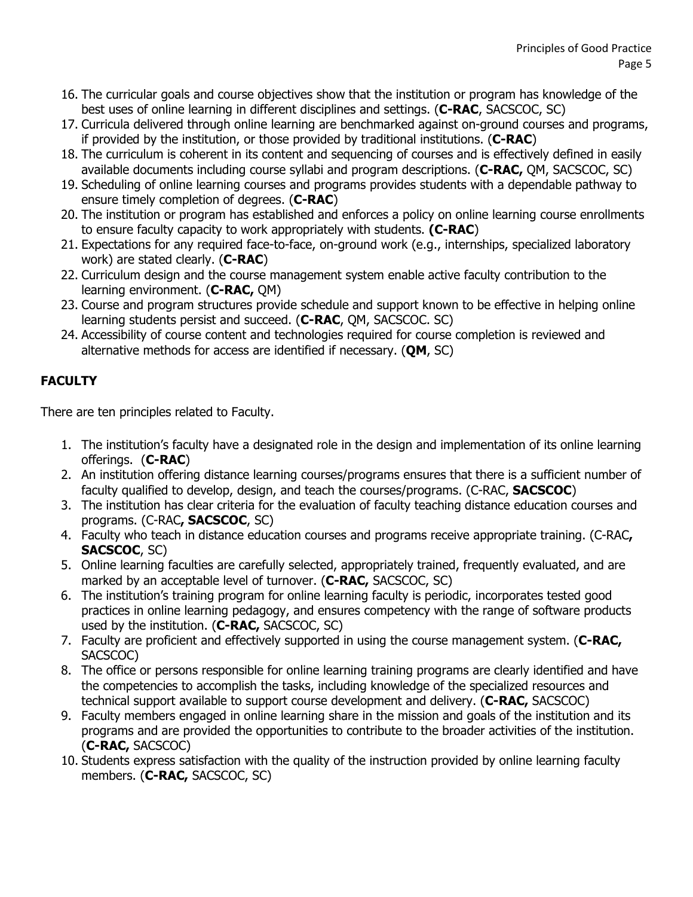16. The curricular goals and course objectives show that the institution or program has knowledge of the best uses of online learning in different disciplines and settings. (**C-RAC**, SACSCOC, SC)
17. Curricula delivered through online learning are benchmarked against on-ground courses and programs, if provided by the institution, or those provided by traditional institutions. (**C-RAC**)
18. The curriculum is coherent in its content and sequencing of courses and is effectively defined in easily available documents including course syllabi and program descriptions. (**C-RAC,** QM, SACSCOC, SC)
19. Scheduling of online learning courses and programs provides students with a dependable pathway to ensure timely completion of degrees. (**C-RAC**)
20. The institution or program has established and enforces a policy on online learning course enrollments to ensure faculty capacity to work appropriately with students. **(C-RAC**)
21. Expectations for any required face-to-face, on-ground work (e.g., internships, specialized laboratory work) are stated clearly. (**C-RAC**)
22. Curriculum design and the course management system enable active faculty contribution to the learning environment. (**C-RAC,** QM)
23. Course and program structures provide schedule and support known to be effective in helping online learning students persist and succeed. (**C-RAC**, QM, SACSCOC. SC)
24. Accessibility of course content and technologies required for course completion is reviewed and alternative methods for access are identified if necessary. (**QM**, SC)

**FACULTY**

There are ten principles related to Faculty.

1. The institution's faculty have a designated role in the design and implementation of its online learning offerings. (**C-RAC**)
2. An institution offering distance learning courses/programs ensures that there is a sufficient number of faculty qualified to develop, design, and teach the courses/programs. (C-RAC, **SACSCOC**)
3. The institution has clear criteria for the evaluation of faculty teaching distance education courses and programs. (C-RAC**, SACSCOC**, SC)
4. Faculty who teach in distance education courses and programs receive appropriate training. (C-RAC**, SACSCOC**, SC)
5. Online learning faculties are carefully selected, appropriately trained, frequently evaluated, and are marked by an acceptable level of turnover. (**C-RAC,** SACSCOC, SC)
6. The institution's training program for online learning faculty is periodic, incorporates tested good practices in online learning pedagogy, and ensures competency with the range of software products used by the institution. (**C-RAC,** SACSCOC, SC)
7. Faculty are proficient and effectively supported in using the course management system. (**C-RAC,** SACSCOC)
8. The office or persons responsible for online learning training programs are clearly identified and have the competencies to accomplish the tasks, including knowledge of the specialized resources and technical support available to support course development and delivery. (**C-RAC,** SACSCOC)
9. Faculty members engaged in online learning share in the mission and goals of the institution and its programs and are provided the opportunities to contribute to the broader activities of the institution. (**C-RAC,** SACSCOC)
10. Students express satisfaction with the quality of the instruction provided by online learning faculty members. (**C-RAC,** SACSCOC, SC)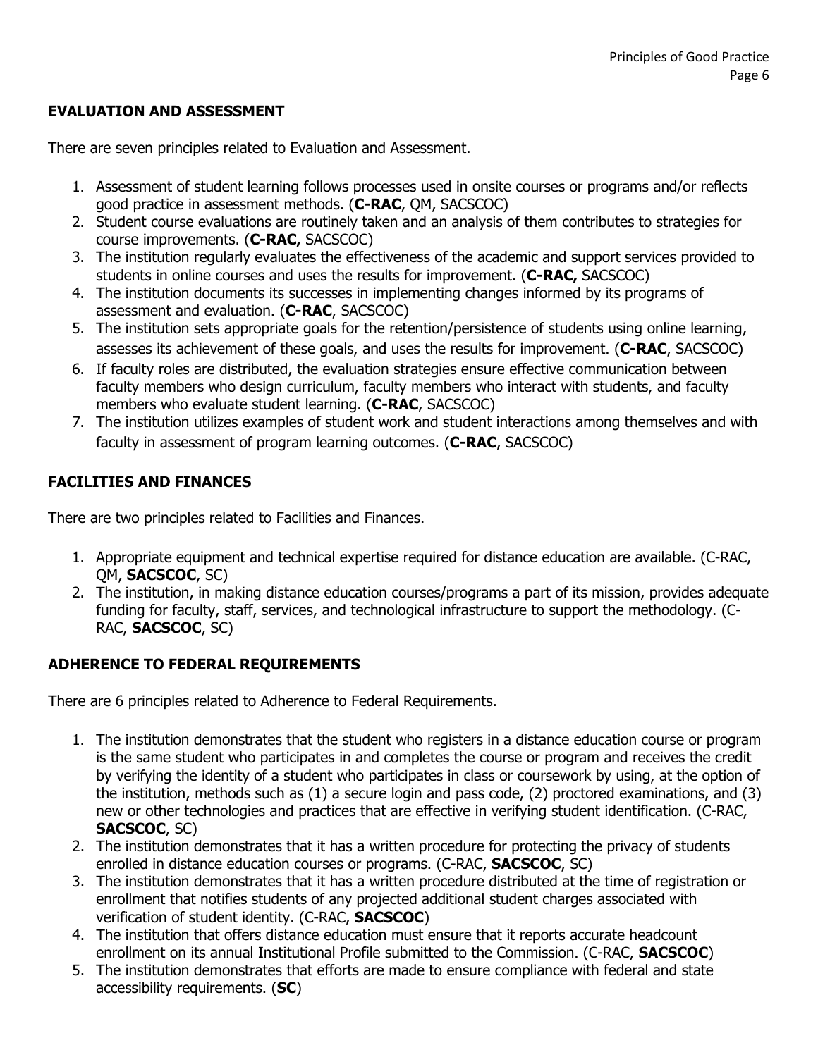## EVALUATION AND ASSESSMENT

There are seven principles related to Evaluation and Assessment.

1. Assessment of student learning follows processes used in onsite courses or programs and/or reflects good practice in assessment methods. (**C-RAC**, QM, SACSCOC)
2. Student course evaluations are routinely taken and an analysis of them contributes to strategies for course improvements. (**C-RAC,** SACSCOC)
3. The institution regularly evaluates the effectiveness of the academic and support services provided to students in online courses and uses the results for improvement. (**C-RAC,** SACSCOC)
4. The institution documents its successes in implementing changes informed by its programs of assessment and evaluation. (**C-RAC**, SACSCOC)
5. The institution sets appropriate goals for the retention/persistence of students using online learning, assesses its achievement of these goals, and uses the results for improvement. (**C-RAC**, SACSCOC)
6. If faculty roles are distributed, the evaluation strategies ensure effective communication between faculty members who design curriculum, faculty members who interact with students, and faculty members who evaluate student learning. (**C-RAC**, SACSCOC)
7. The institution utilizes examples of student work and student interactions among themselves and with faculty in assessment of program learning outcomes. (**C-RAC**, SACSCOC)

## FACILITIES AND FINANCES

There are two principles related to Facilities and Finances.

1. Appropriate equipment and technical expertise required for distance education are available. (C-RAC, QM, **SACSCOC**, SC)
2. The institution, in making distance education courses/programs a part of its mission, provides adequate funding for faculty, staff, services, and technological infrastructure to support the methodology. (C-RAC, **SACSCOC**, SC)

## ADHERENCE TO FEDERAL REQUIREMENTS

There are 6 principles related to Adherence to Federal Requirements.

1. The institution demonstrates that the student who registers in a distance education course or program is the same student who participates in and completes the course or program and receives the credit by verifying the identity of a student who participates in class or coursework by using, at the option of the institution, methods such as (1) a secure login and pass code, (2) proctored examinations, and (3) new or other technologies and practices that are effective in verifying student identification. (C-RAC, **SACSCOC**, SC)
2. The institution demonstrates that it has a written procedure for protecting the privacy of students enrolled in distance education courses or programs. (C-RAC, **SACSCOC**, SC)
3. The institution demonstrates that it has a written procedure distributed at the time of registration or enrollment that notifies students of any projected additional student charges associated with verification of student identity. (C-RAC, **SACSCOC**)
4. The institution that offers distance education must ensure that it reports accurate headcount enrollment on its annual Institutional Profile submitted to the Commission. (C-RAC, **SACSCOC**)
5. The institution demonstrates that efforts are made to ensure compliance with federal and state accessibility requirements. (**SC**)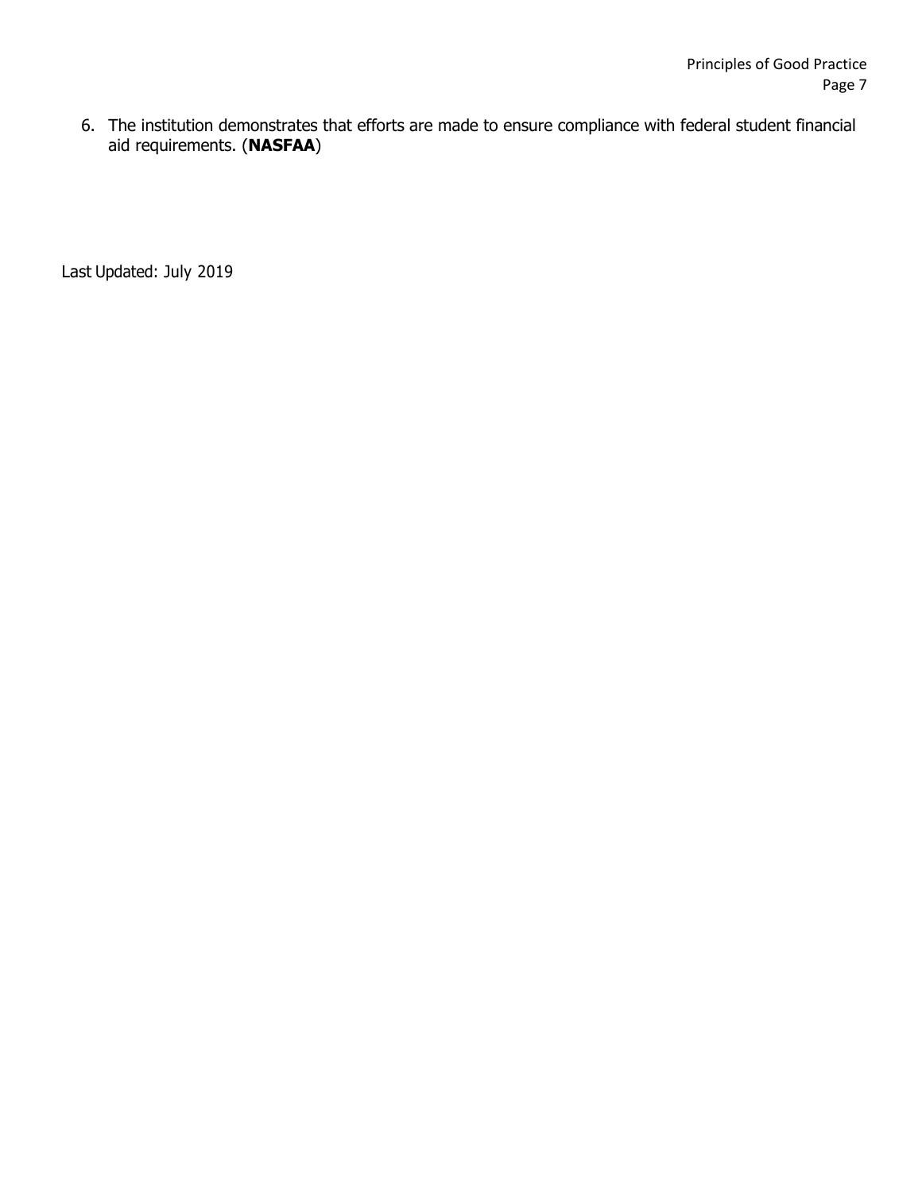6. The institution demonstrates that efforts are made to ensure compliance with federal student financial aid requirements. (**NASFAA**)

Last Updated: July 2019